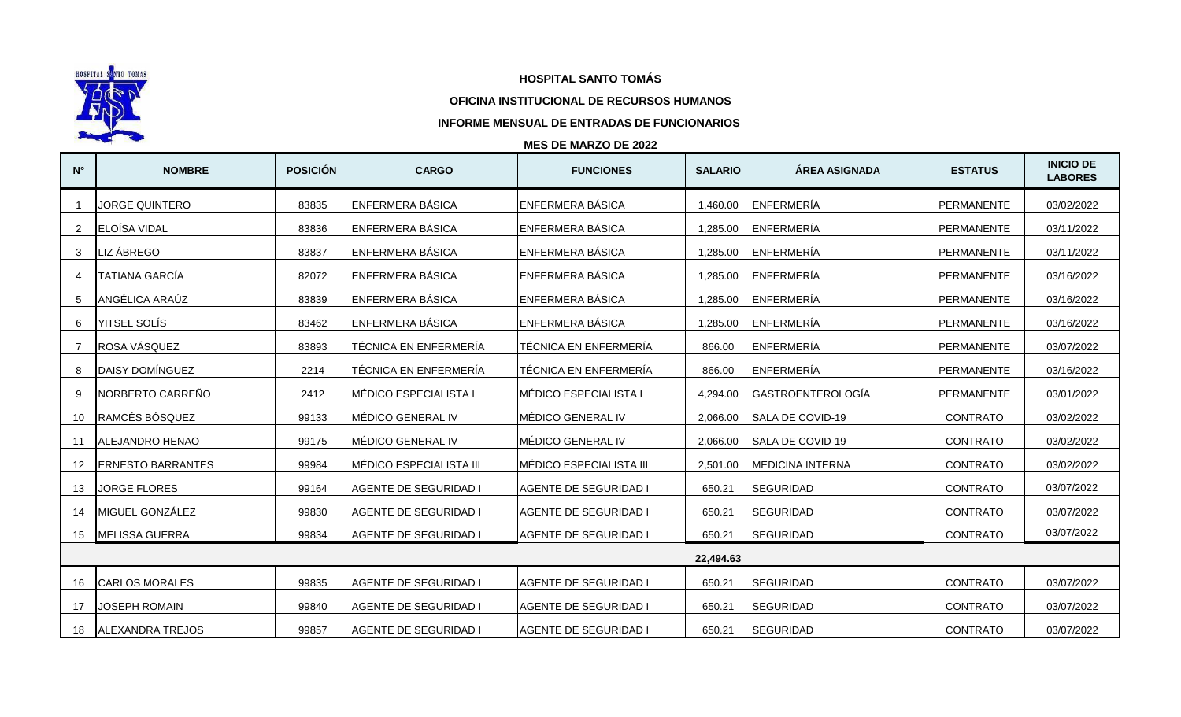**HOSPITAL SANTO TOMÁS**

**OFICINA INSTITUCIONAL DE RECURSOS HUMANOS**

**INFORME MENSUAL DE ENTRADAS DE FUNCIONARIOS**

**MES DE MARZO DE 2022**

| N° | NOMBRE | POSICIÓN | CARGO | FUNCIONES | SALARIO | ÁREA ASIGNADA | ESTATUS | INICIO DE LABORES |
|---|---|---|---|---|---|---|---|---|
| 1 | JORGE QUINTERO | 83835 | ENFERMERA BÁSICA | ENFERMERA BÁSICA | 1,460.00 | ENFERMERÍA | PERMANENTE | 03/02/2022 |
| 2 | ELOÍSA VIDAL | 83836 | ENFERMERA BÁSICA | ENFERMERA BÁSICA | 1,285.00 | ENFERMERÍA | PERMANENTE | 03/11/2022 |
| 3 | LIZ ÁBREGO | 83837 | ENFERMERA BÁSICA | ENFERMERA BÁSICA | 1,285.00 | ENFERMERÍA | PERMANENTE | 03/11/2022 |
| 4 | TATIANA GARCÍA | 82072 | ENFERMERA BÁSICA | ENFERMERA BÁSICA | 1,285.00 | ENFERMERÍA | PERMANENTE | 03/16/2022 |
| 5 | ANGÉLICA ARAÚZ | 83839 | ENFERMERA BÁSICA | ENFERMERA BÁSICA | 1,285.00 | ENFERMERÍA | PERMANENTE | 03/16/2022 |
| 6 | YITSEL SOLÍS | 83462 | ENFERMERA BÁSICA | ENFERMERA BÁSICA | 1,285.00 | ENFERMERÍA | PERMANENTE | 03/16/2022 |
| 7 | ROSA VÁSQUEZ | 83893 | TÉCNICA EN ENFERMERÍA | TÉCNICA EN ENFERMERÍA | 866.00 | ENFERMERÍA | PERMANENTE | 03/07/2022 |
| 8 | DAISY DOMÍNGUEZ | 2214 | TÉCNICA EN ENFERMERÍA | TÉCNICA EN ENFERMERÍA | 866.00 | ENFERMERÍA | PERMANENTE | 03/16/2022 |
| 9 | NORBERTO CARREÑO | 2412 | MÉDICO ESPECIALISTA I | MÉDICO ESPECIALISTA I | 4,294.00 | GASTROENTEROLOGÍA | PERMANENTE | 03/01/2022 |
| 10 | RAMCÉS BÓSQUEZ | 99133 | MÉDICO GENERAL IV | MÉDICO GENERAL IV | 2,066.00 | SALA DE COVID-19 | CONTRATO | 03/02/2022 |
| 11 | ALEJANDRO HENAO | 99175 | MÉDICO GENERAL IV | MÉDICO GENERAL IV | 2,066.00 | SALA DE COVID-19 | CONTRATO | 03/02/2022 |
| 12 | ERNESTO BARRANTES | 99984 | MÉDICO ESPECIALISTA III | MÉDICO ESPECIALISTA III | 2,501.00 | MEDICINA INTERNA | CONTRATO | 03/02/2022 |
| 13 | JORGE FLORES | 99164 | AGENTE DE SEGURIDAD I | AGENTE DE SEGURIDAD I | 650.21 | SEGURIDAD | CONTRATO | 03/07/2022 |
| 14 | MIGUEL GONZÁLEZ | 99830 | AGENTE DE SEGURIDAD I | AGENTE DE SEGURIDAD I | 650.21 | SEGURIDAD | CONTRATO | 03/07/2022 |
| 15 | MELISSA GUERRA | 99834 | AGENTE DE SEGURIDAD I | AGENTE DE SEGURIDAD I | 650.21 | SEGURIDAD | CONTRATO | 03/07/2022 |
| | | | | | **22,494.63** | | | |
| 16 | CARLOS MORALES | 99835 | AGENTE DE SEGURIDAD I | AGENTE DE SEGURIDAD I | 650.21 | SEGURIDAD | CONTRATO | 03/07/2022 |
| 17 | JOSEPH ROMAIN | 99840 | AGENTE DE SEGURIDAD I | AGENTE DE SEGURIDAD I | 650.21 | SEGURIDAD | CONTRATO | 03/07/2022 |
| 18 | ALEXANDRA TREJOS | 99857 | AGENTE DE SEGURIDAD I | AGENTE DE SEGURIDAD I | 650.21 | SEGURIDAD | CONTRATO | 03/07/2022 |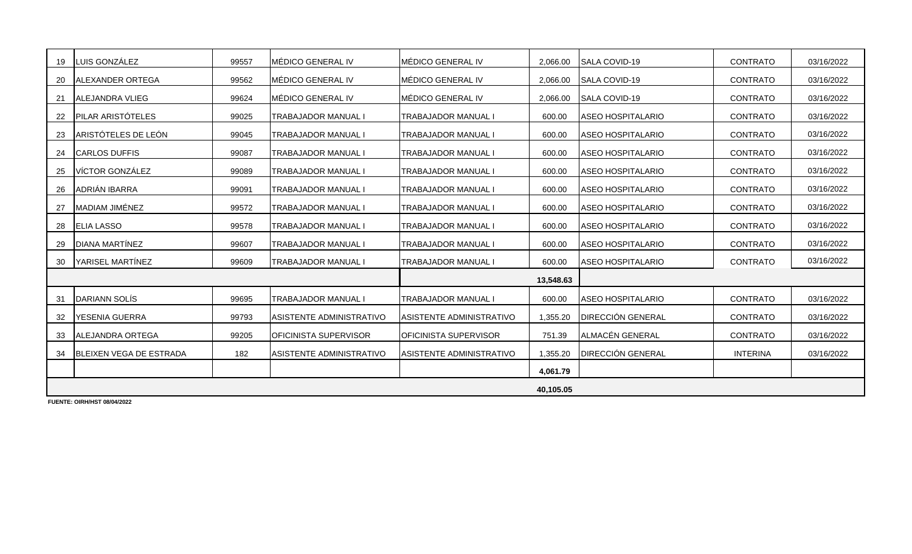| | | | | | | | | |
|---|---|---|---|---|---|---|---|---|
| 19 | LUIS GONZÁLEZ | 99557 | MÉDICO GENERAL IV | MÉDICO GENERAL IV | 2,066.00 | SALA COVID-19 | CONTRATO | 03/16/2022 |
| 20 | ALEXANDER ORTEGA | 99562 | MÉDICO GENERAL IV | MÉDICO GENERAL IV | 2,066.00 | SALA COVID-19 | CONTRATO | 03/16/2022 |
| 21 | ALEJANDRA VLIEG | 99624 | MÉDICO GENERAL IV | MÉDICO GENERAL IV | 2,066.00 | SALA COVID-19 | CONTRATO | 03/16/2022 |
| 22 | PILAR ARISTÓTELES | 99025 | TRABAJADOR MANUAL I | TRABAJADOR MANUAL I | 600.00 | ASEO HOSPITALARIO | CONTRATO | 03/16/2022 |
| 23 | ARISTÓTELES DE LEÓN | 99045 | TRABAJADOR MANUAL I | TRABAJADOR MANUAL I | 600.00 | ASEO HOSPITALARIO | CONTRATO | 03/16/2022 |
| 24 | CARLOS DUFFIS | 99087 | TRABAJADOR MANUAL I | TRABAJADOR MANUAL I | 600.00 | ASEO HOSPITALARIO | CONTRATO | 03/16/2022 |
| 25 | VÍCTOR GONZÁLEZ | 99089 | TRABAJADOR MANUAL I | TRABAJADOR MANUAL I | 600.00 | ASEO HOSPITALARIO | CONTRATO | 03/16/2022 |
| 26 | ADRIÁN IBARRA | 99091 | TRABAJADOR MANUAL I | TRABAJADOR MANUAL I | 600.00 | ASEO HOSPITALARIO | CONTRATO | 03/16/2022 |
| 27 | MADIAM JIMÉNEZ | 99572 | TRABAJADOR MANUAL I | TRABAJADOR MANUAL I | 600.00 | ASEO HOSPITALARIO | CONTRATO | 03/16/2022 |
| 28 | ELIA LASSO | 99578 | TRABAJADOR MANUAL I | TRABAJADOR MANUAL I | 600.00 | ASEO HOSPITALARIO | CONTRATO | 03/16/2022 |
| 29 | DIANA MARTÍNEZ | 99607 | TRABAJADOR MANUAL I | TRABAJADOR MANUAL I | 600.00 | ASEO HOSPITALARIO | CONTRATO | 03/16/2022 |
| 30 | YARISEL MARTÍNEZ | 99609 | TRABAJADOR MANUAL I | TRABAJADOR MANUAL I | 600.00 | ASEO HOSPITALARIO | CONTRATO | 03/16/2022 |
| | | | | | **13,548.63** | | | |
| 31 | DARIANN SOLÍS | 99695 | TRABAJADOR MANUAL I | TRABAJADOR MANUAL I | 600.00 | ASEO HOSPITALARIO | CONTRATO | 03/16/2022 |
| 32 | YESENIA GUERRA | 99793 | ASISTENTE ADMINISTRATIVO | ASISTENTE ADMINISTRATIVO | 1,355.20 | DIRECCIÓN GENERAL | CONTRATO | 03/16/2022 |
| 33 | ALEJANDRA ORTEGA | 99205 | OFICINISTA SUPERVISOR | OFICINISTA SUPERVISOR | 751.39 | ALMACÉN GENERAL | CONTRATO | 03/16/2022 |
| 34 | BLEIXEN VEGA DE ESTRADA | 182 | ASISTENTE ADMINISTRATIVO | ASISTENTE ADMINISTRATIVO | 1,355.20 | DIRECCIÓN GENERAL | INTERINA | 03/16/2022 |
| | | | | | **4,061.79** | | | |
| | | | | | **40,105.05** | | | |

**FUENTE: OIRH/HST 08/04/2022**